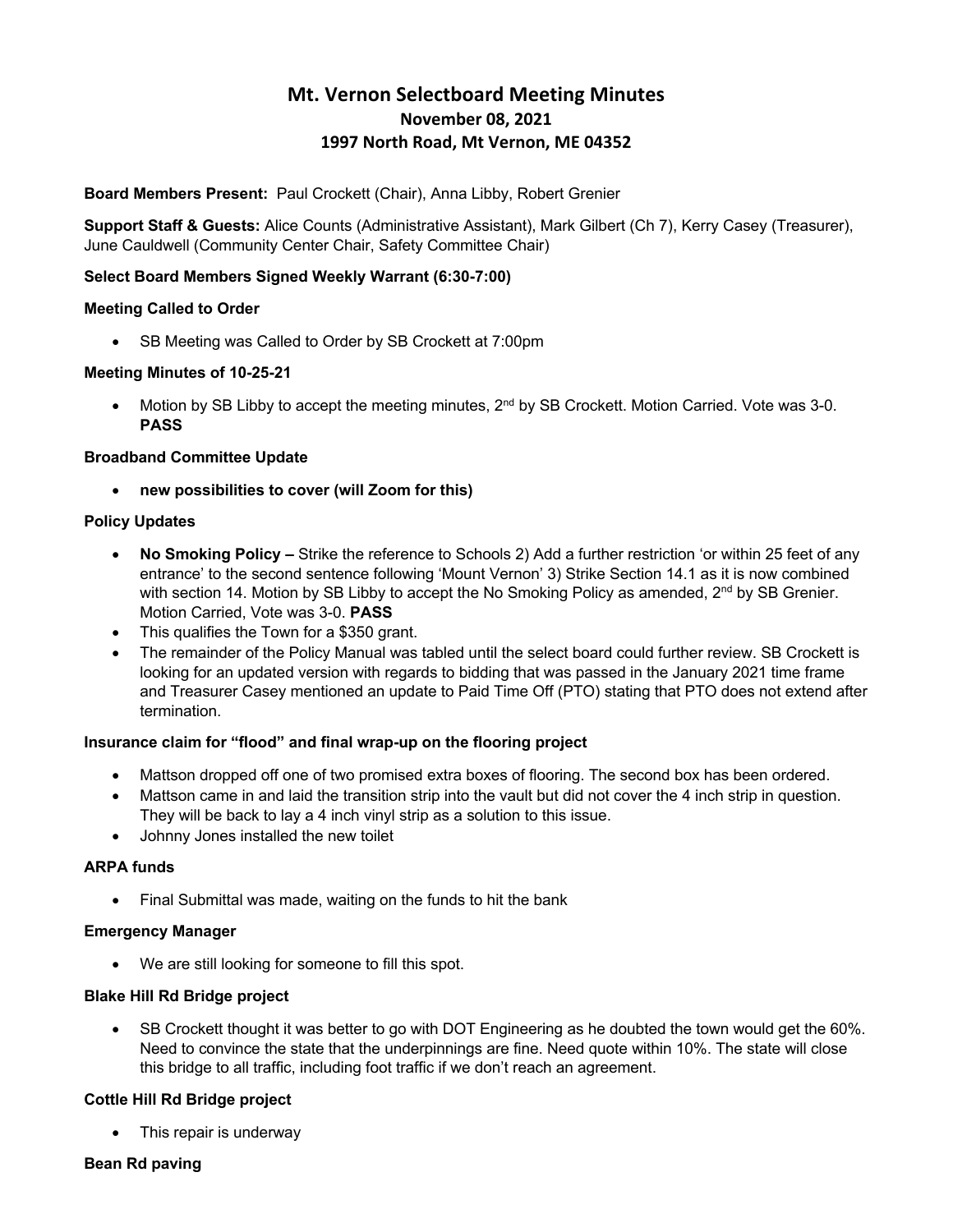# Mt. Vernon Selectboard Meeting Minutes

## November 08, 2021

## 1997 North Road, Mt Vernon, ME 04352

**Board Members Present:** Paul Crockett (Chair), Anna Libby, Robert Grenier

**Support Staff & Guests:** Alice Counts (Administrative Assistant), Mark Gilbert (Ch 7), Kerry Casey (Treasurer), June Cauldwell (Community Center Chair, Safety Committee Chair)

**Select Board Members Signed Weekly Warrant (6:30-7:00)**

**Meeting Called to Order**

- SB Meeting was Called to Order by SB Crockett at 7:00pm

**Meeting Minutes of 10-25-21**

- Motion by SB Libby to accept the meeting minutes, 2nd by SB Crockett. Motion Carried. Vote was 3-0. **PASS**

**Broadband Committee Update**

- **new possibilities to cover (will Zoom for this)**

**Policy Updates**

- **No Smoking Policy –** Strike the reference to Schools 2) Add a further restriction 'or within 25 feet of any entrance' to the second sentence following 'Mount Vernon' 3) Strike Section 14.1 as it is now combined with section 14. Motion by SB Libby to accept the No Smoking Policy as amended, 2nd by SB Grenier. Motion Carried, Vote was 3-0. **PASS**
- This qualifies the Town for a $350 grant.
- The remainder of the Policy Manual was tabled until the select board could further review. SB Crockett is looking for an updated version with regards to bidding that was passed in the January 2021 time frame and Treasurer Casey mentioned an update to Paid Time Off (PTO) stating that PTO does not extend after termination.

**Insurance claim for "flood" and final wrap-up on the flooring project**

- Mattson dropped off one of two promised extra boxes of flooring. The second box has been ordered.
- Mattson came in and laid the transition strip into the vault but did not cover the 4 inch strip in question. They will be back to lay a 4 inch vinyl strip as a solution to this issue.
- Johnny Jones installed the new toilet

**ARPA funds**

- Final Submittal was made, waiting on the funds to hit the bank

**Emergency Manager**

- We are still looking for someone to fill this spot.

**Blake Hill Rd Bridge project**

- SB Crockett thought it was better to go with DOT Engineering as he doubted the town would get the 60%. Need to convince the state that the underpinnings are fine. Need quote within 10%. The state will close this bridge to all traffic, including foot traffic if we don't reach an agreement.

**Cottle Hill Rd Bridge project**

- This repair is underway

**Bean Rd paving**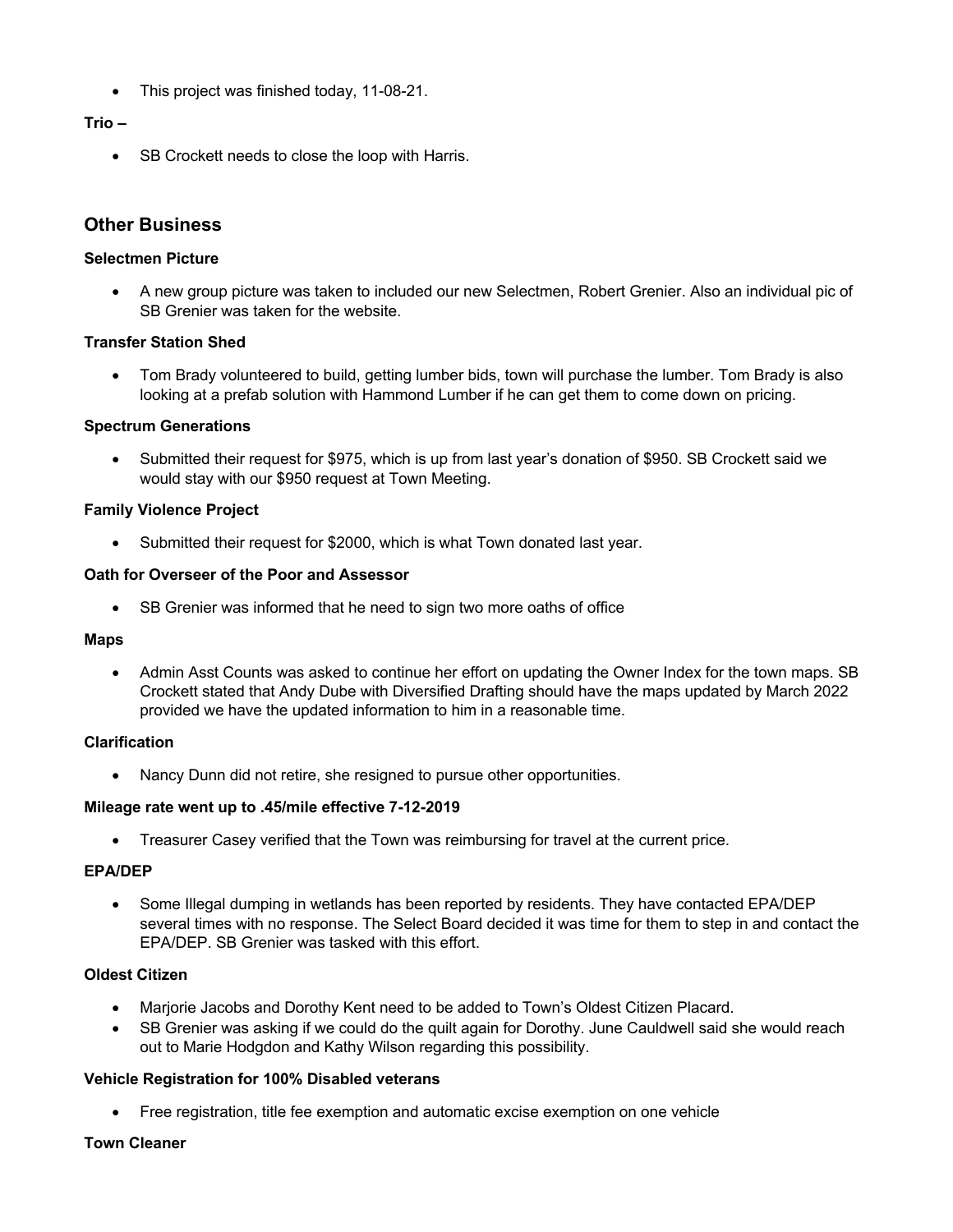- This project was finished today, 11-08-21.

**Trio –**

- SB Crockett needs to close the loop with Harris.

## Other Business

**Selectmen Picture**

- A new group picture was taken to included our new Selectmen, Robert Grenier. Also an individual pic of SB Grenier was taken for the website.

**Transfer Station Shed**

- Tom Brady volunteered to build, getting lumber bids, town will purchase the lumber. Tom Brady is also looking at a prefab solution with Hammond Lumber if he can get them to come down on pricing.

**Spectrum Generations**

- Submitted their request for $975, which is up from last year's donation of $950. SB Crockett said we would stay with our $950 request at Town Meeting.

**Family Violence Project**

- Submitted their request for $2000, which is what Town donated last year.

**Oath for Overseer of the Poor and Assessor**

- SB Grenier was informed that he need to sign two more oaths of office

**Maps**

- Admin Asst Counts was asked to continue her effort on updating the Owner Index for the town maps. SB Crockett stated that Andy Dube with Diversified Drafting should have the maps updated by March 2022 provided we have the updated information to him in a reasonable time.

**Clarification**

- Nancy Dunn did not retire, she resigned to pursue other opportunities.

**Mileage rate went up to .45/mile effective 7-12-2019**

- Treasurer Casey verified that the Town was reimbursing for travel at the current price.

**EPA/DEP**

- Some Illegal dumping in wetlands has been reported by residents. They have contacted EPA/DEP several times with no response. The Select Board decided it was time for them to step in and contact the EPA/DEP. SB Grenier was tasked with this effort.

**Oldest Citizen**

- Marjorie Jacobs and Dorothy Kent need to be added to Town's Oldest Citizen Placard.
- SB Grenier was asking if we could do the quilt again for Dorothy. June Cauldwell said she would reach out to Marie Hodgdon and Kathy Wilson regarding this possibility.

**Vehicle Registration for 100% Disabled veterans**

- Free registration, title fee exemption and automatic excise exemption on one vehicle

**Town Cleaner**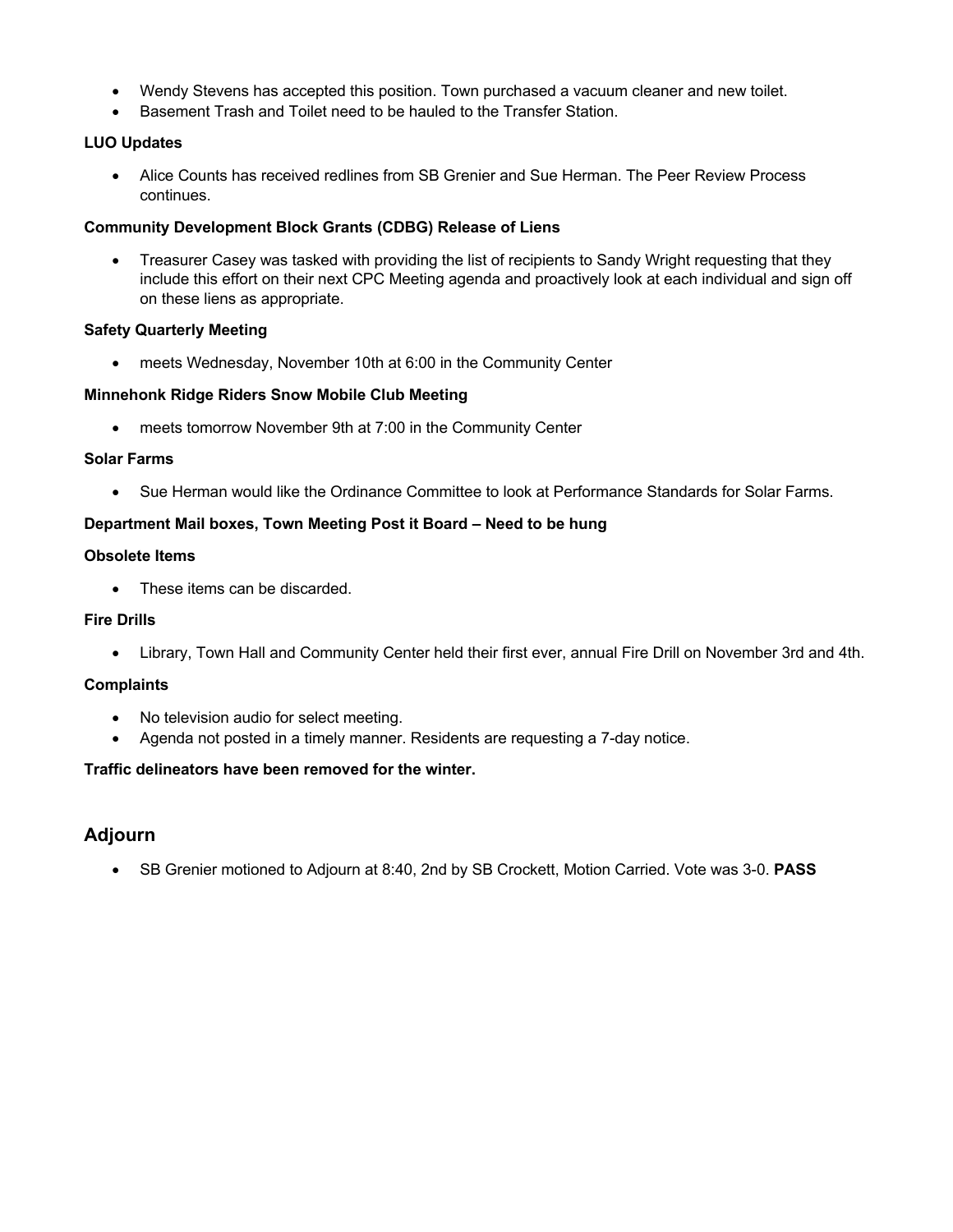- Wendy Stevens has accepted this position. Town purchased a vacuum cleaner and new toilet.
- Basement Trash and Toilet need to be hauled to the Transfer Station.

**LUO Updates**

- Alice Counts has received redlines from SB Grenier and Sue Herman. The Peer Review Process continues.

**Community Development Block Grants (CDBG) Release of Liens**

- Treasurer Casey was tasked with providing the list of recipients to Sandy Wright requesting that they include this effort on their next CPC Meeting agenda and proactively look at each individual and sign off on these liens as appropriate.

**Safety Quarterly Meeting**

- meets Wednesday, November 10th at 6:00 in the Community Center

**Minnehonk Ridge Riders Snow Mobile Club Meeting**

- meets tomorrow November 9th at 7:00 in the Community Center

**Solar Farms**

- Sue Herman would like the Ordinance Committee to look at Performance Standards for Solar Farms.

**Department Mail boxes, Town Meeting Post it Board – Need to be hung**

**Obsolete Items**

- These items can be discarded.

**Fire Drills**

- Library, Town Hall and Community Center held their first ever, annual Fire Drill on November 3rd and 4th.

**Complaints**

- No television audio for select meeting.
- Agenda not posted in a timely manner. Residents are requesting a 7-day notice.

**Traffic delineators have been removed for the winter.**

## Adjourn

- SB Grenier motioned to Adjourn at 8:40, 2nd by SB Crockett, Motion Carried. Vote was 3-0. **PASS**